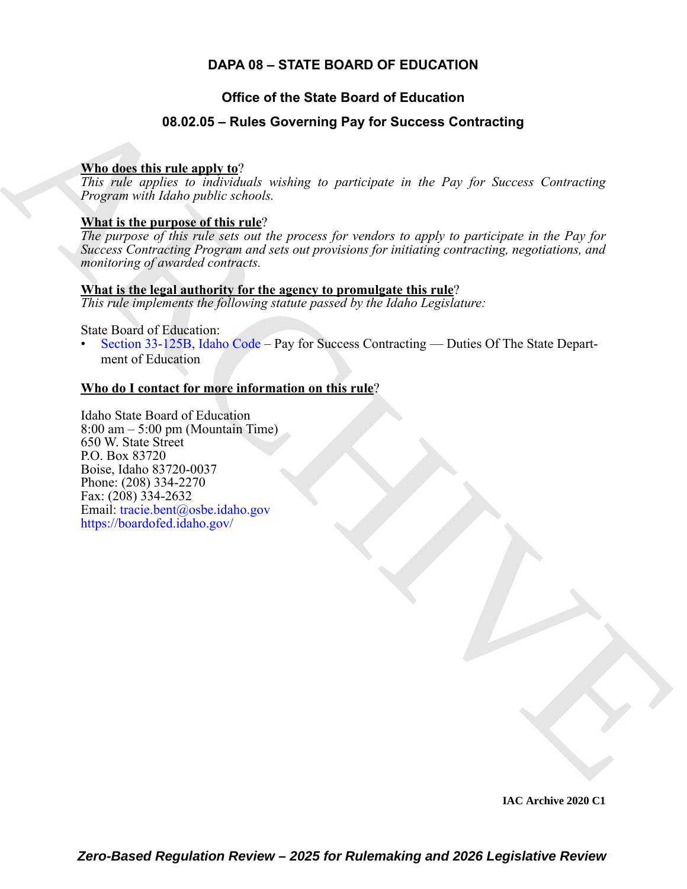# DAPA 08 – STATE BOARD OF EDUCATION

## Office of the State Board of Education

## 08.02.05 – Rules Governing Pay for Success Contracting

**Who does this rule apply to**?

*This rule applies to individuals wishing to participate in the Pay for Success Contracting Program with Idaho public schools.*

**What is the purpose of this rule**?

*The purpose of this rule sets out the process for vendors to apply to participate in the Pay for Success Contracting Program and sets out provisions for initiating contracting, negotiations, and monitoring of awarded contracts.*

**What is the legal authority for the agency to promulgate this rule**?

*This rule implements the following statute passed by the Idaho Legislature:*

State Board of Education:

- Section 33-125B, Idaho Code – Pay for Success Contracting — Duties Of The State Department of Education

**Who do I contact for more information on this rule**?

Idaho State Board of Education
8:00 am – 5:00 pm (Mountain Time)
650 W. State Street
P.O. Box 83720
Boise, Idaho 83720-0037
Phone: (208) 334-2270
Fax: (208) 334-2632
Email: tracie.bent@osbe.idaho.gov
https://boardofed.idaho.gov/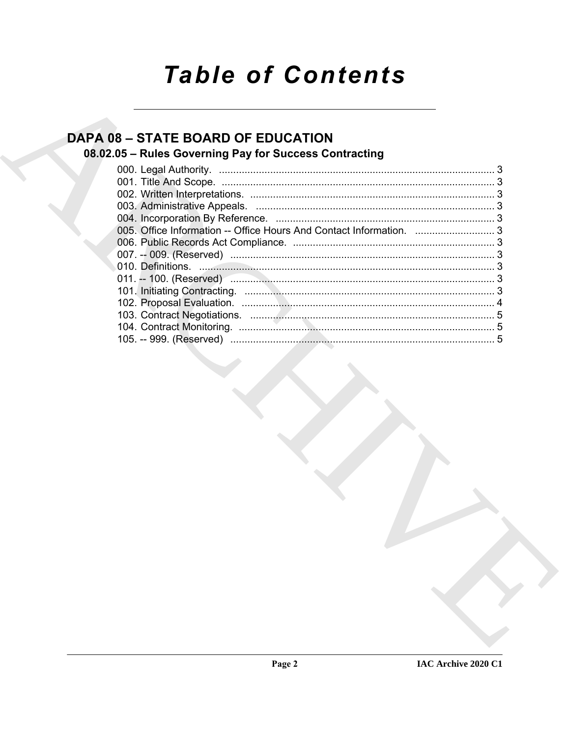# Table of Contents

## DAPA 08 – STATE BOARD OF EDUCATION

### 08.02.05 – Rules Governing Pay for Success Contracting

000. Legal Authority. ... 3
001. Title And Scope. ... 3
002. Written Interpretations. ... 3
003. Administrative Appeals. ... 3
004. Incorporation By Reference. ... 3
005. Office Information -- Office Hours And Contact Information. ... 3
006. Public Records Act Compliance. ... 3
007. -- 009. (Reserved) ... 3
010. Definitions. ... 3
011. -- 100. (Reserved) ... 3
101. Initiating Contracting. ... 3
102. Proposal Evaluation. ... 4
103. Contract Negotiations. ... 5
104. Contract Monitoring. ... 5
105. -- 999. (Reserved) ... 5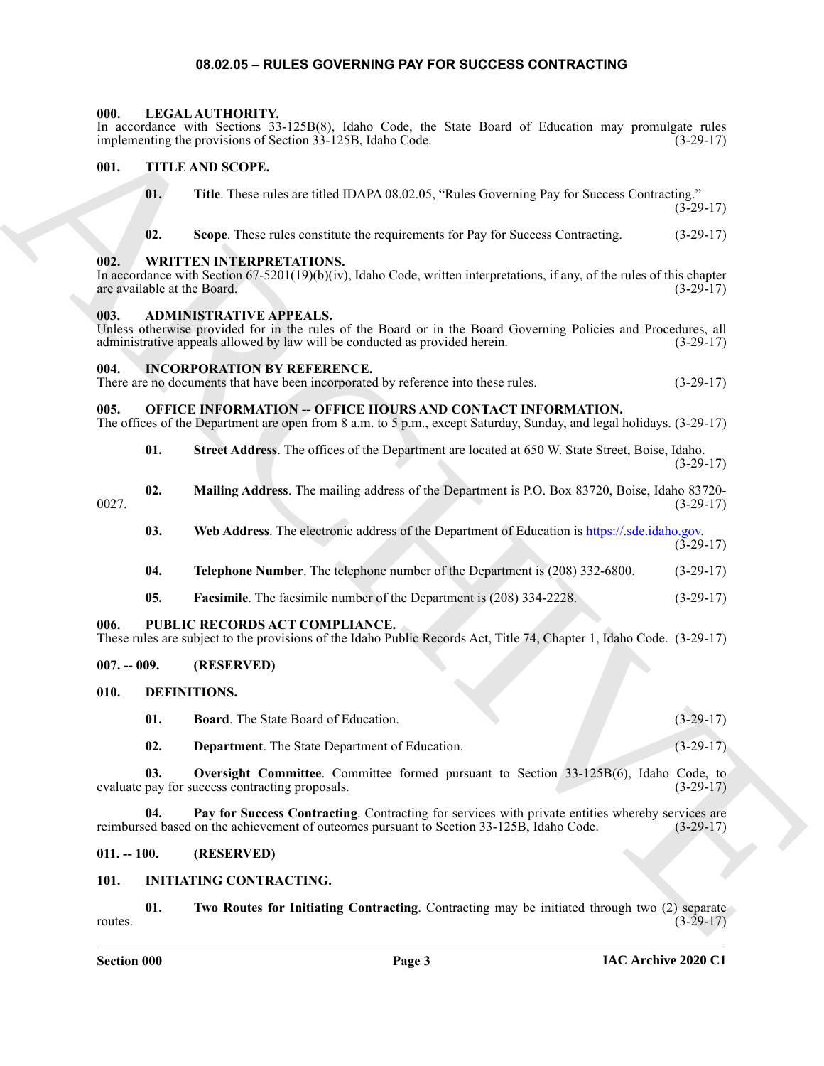# 08.02.05 – RULES GOVERNING PAY FOR SUCCESS CONTRACTING

## 000. LEGAL AUTHORITY.

In accordance with Sections 33-125B(8), Idaho Code, the State Board of Education may promulgate rules implementing the provisions of Section 33-125B, Idaho Code. (3-29-17)

## 001. TITLE AND SCOPE.

**01. Title**. These rules are titled IDAPA 08.02.05, "Rules Governing Pay for Success Contracting." (3-29-17)

**02. Scope**. These rules constitute the requirements for Pay for Success Contracting. (3-29-17)

## 002. WRITTEN INTERPRETATIONS.

In accordance with Section 67-5201(19)(b)(iv), Idaho Code, written interpretations, if any, of the rules of this chapter are available at the Board. (3-29-17)

## 003. ADMINISTRATIVE APPEALS.

Unless otherwise provided for in the rules of the Board or in the Board Governing Policies and Procedures, all administrative appeals allowed by law will be conducted as provided herein. (3-29-17)

## 004. INCORPORATION BY REFERENCE.

There are no documents that have been incorporated by reference into these rules. (3-29-17)

## 005. OFFICE INFORMATION -- OFFICE HOURS AND CONTACT INFORMATION.

The offices of the Department are open from 8 a.m. to 5 p.m., except Saturday, Sunday, and legal holidays. (3-29-17)

**01. Street Address**. The offices of the Department are located at 650 W. State Street, Boise, Idaho. (3-29-17)

**02. Mailing Address**. The mailing address of the Department is P.O. Box 83720, Boise, Idaho 83720-0027. (3-29-17)

**03. Web Address**. The electronic address of the Department of Education is https://.sde.idaho.gov. (3-29-17)

**04. Telephone Number**. The telephone number of the Department is (208) 332-6800. (3-29-17)

**05. Facsimile**. The facsimile number of the Department is (208) 334-2228. (3-29-17)

## 006. PUBLIC RECORDS ACT COMPLIANCE.

These rules are subject to the provisions of the Idaho Public Records Act, Title 74, Chapter 1, Idaho Code. (3-29-17)

## 007. -- 009. (RESERVED)

## 010. DEFINITIONS.

**01. Board**. The State Board of Education. (3-29-17)

**02. Department**. The State Department of Education. (3-29-17)

**03. Oversight Committee**. Committee formed pursuant to Section 33-125B(6), Idaho Code, to evaluate pay for success contracting proposals. (3-29-17)

**04. Pay for Success Contracting**. Contracting for services with private entities whereby services are reimbursed based on the achievement of outcomes pursuant to Section 33-125B, Idaho Code. (3-29-17)

## 011. -- 100. (RESERVED)

## 101. INITIATING CONTRACTING.

**01. Two Routes for Initiating Contracting**. Contracting may be initiated through two (2) separate routes. (3-29-17)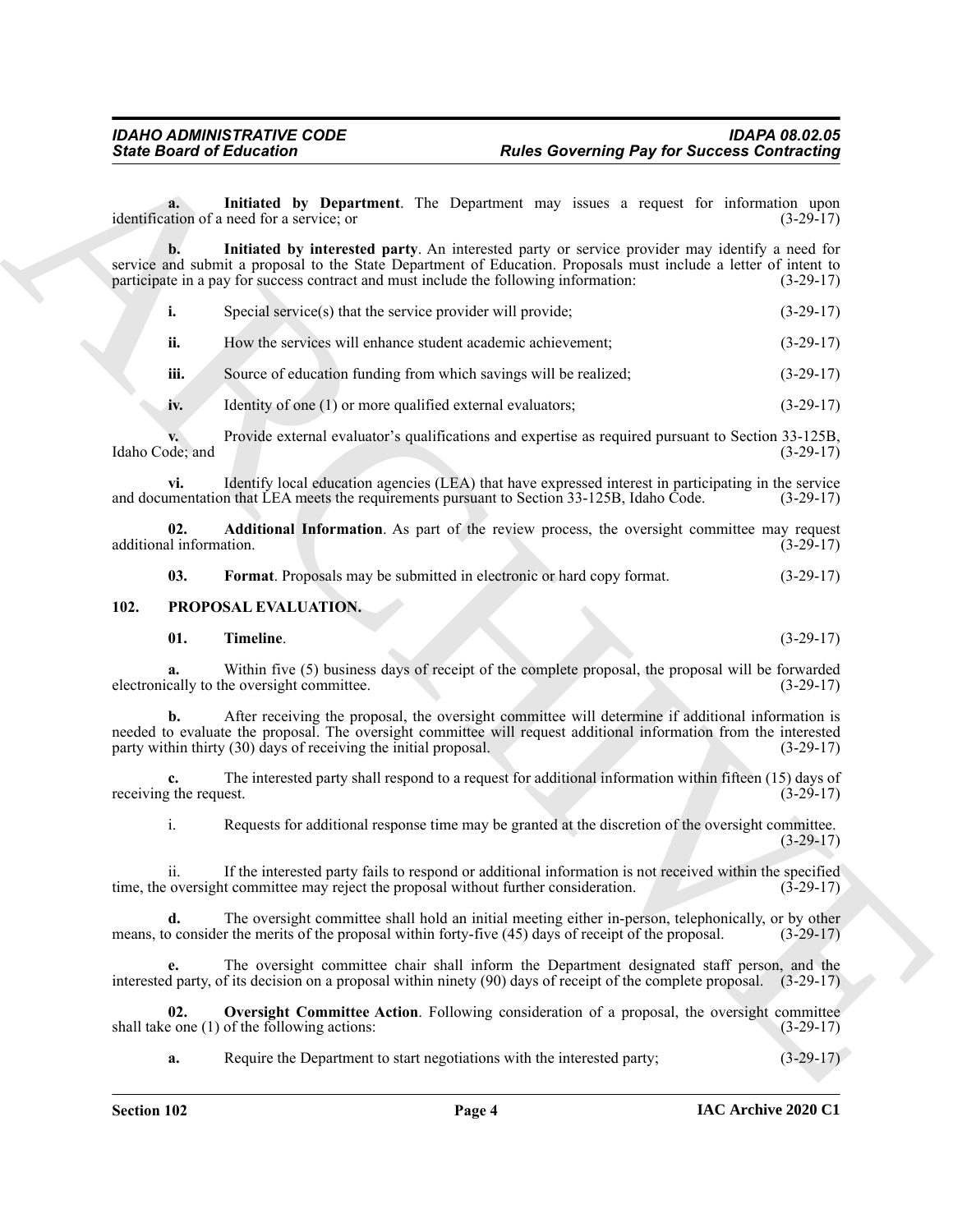**a. Initiated by Department**. The Department may issues a request for information upon identification of a need for a service; or (3-29-17)

**b. Initiated by interested party**. An interested party or service provider may identify a need for service and submit a proposal to the State Department of Education. Proposals must include a letter of intent to participate in a pay for success contract and must include the following information: (3-29-17)

**i.** Special service(s) that the service provider will provide; (3-29-17)

**ii.** How the services will enhance student academic achievement; (3-29-17)

**iii.** Source of education funding from which savings will be realized; (3-29-17)

**iv.** Identity of one (1) or more qualified external evaluators; (3-29-17)

**v.** Provide external evaluator's qualifications and expertise as required pursuant to Section 33-125B, Idaho Code; and (3-29-17)

**vi.** Identify local education agencies (LEA) that have expressed interest in participating in the service and documentation that LEA meets the requirements pursuant to Section 33-125B, Idaho Code. (3-29-17)

**02. Additional Information**. As part of the review process, the oversight committee may request additional information. (3-29-17)

**03. Format**. Proposals may be submitted in electronic or hard copy format. (3-29-17)

## 102. PROPOSAL EVALUATION.

**01. Timeline**. (3-29-17)

**a.** Within five (5) business days of receipt of the complete proposal, the proposal will be forwarded electronically to the oversight committee. (3-29-17)

**b.** After receiving the proposal, the oversight committee will determine if additional information is needed to evaluate the proposal. The oversight committee will request additional information from the interested party within thirty (30) days of receiving the initial proposal. (3-29-17)

**c.** The interested party shall respond to a request for additional information within fifteen (15) days of receiving the request. (3-29-17)

i. Requests for additional response time may be granted at the discretion of the oversight committee. (3-29-17)

ii. If the interested party fails to respond or additional information is not received within the specified time, the oversight committee may reject the proposal without further consideration. (3-29-17)

**d.** The oversight committee shall hold an initial meeting either in-person, telephonically, or by other means, to consider the merits of the proposal within forty-five (45) days of receipt of the proposal. (3-29-17)

**e.** The oversight committee chair shall inform the Department designated staff person, and the interested party, of its decision on a proposal within ninety (90) days of receipt of the complete proposal. (3-29-17)

**02. Oversight Committee Action**. Following consideration of a proposal, the oversight committee shall take one (1) of the following actions: (3-29-17)

**a.** Require the Department to start negotiations with the interested party; (3-29-17)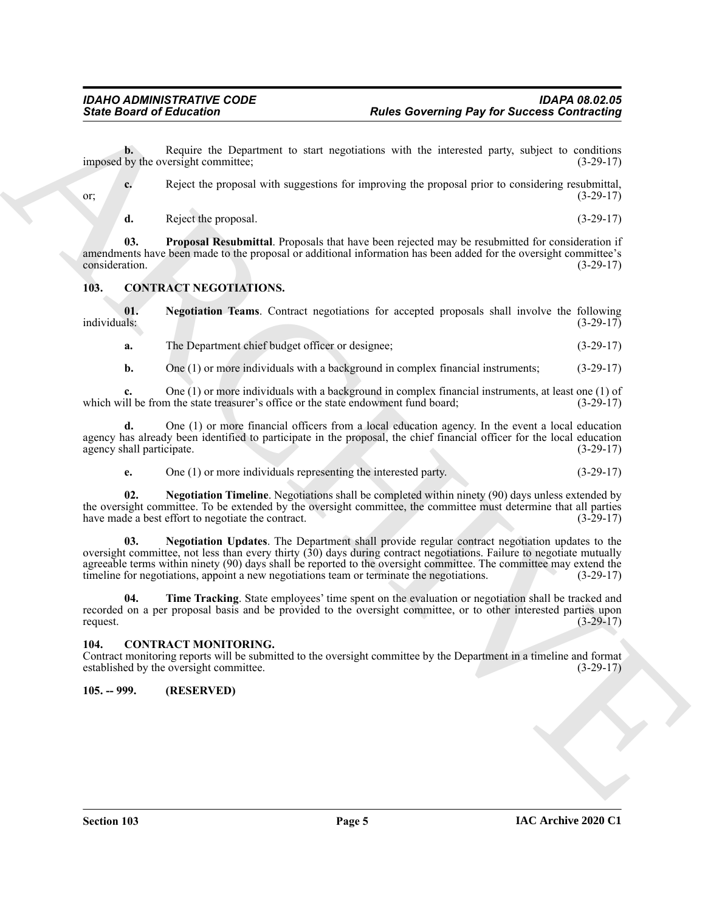**b.** Require the Department to start negotiations with the interested party, subject to conditions imposed by the oversight committee; (3-29-17)

**c.** Reject the proposal with suggestions for improving the proposal prior to considering resubmittal, or; (3-29-17)

**d.** Reject the proposal. (3-29-17)

**03. Proposal Resubmittal**. Proposals that have been rejected may be resubmitted for consideration if amendments have been made to the proposal or additional information has been added for the oversight committee's consideration. (3-29-17)

## 103. CONTRACT NEGOTIATIONS.

**01. Negotiation Teams**. Contract negotiations for accepted proposals shall involve the following individuals: (3-29-17)

**a.** The Department chief budget officer or designee; (3-29-17)

**b.** One (1) or more individuals with a background in complex financial instruments; (3-29-17)

**c.** One (1) or more individuals with a background in complex financial instruments, at least one (1) of which will be from the state treasurer's office or the state endowment fund board; (3-29-17)

**d.** One (1) or more financial officers from a local education agency. In the event a local education agency has already been identified to participate in the proposal, the chief financial officer for the local education agency shall participate. (3-29-17)

**e.** One (1) or more individuals representing the interested party. (3-29-17)

**02. Negotiation Timeline**. Negotiations shall be completed within ninety (90) days unless extended by the oversight committee. To be extended by the oversight committee, the committee must determine that all parties have made a best effort to negotiate the contract. (3-29-17)

**03. Negotiation Updates**. The Department shall provide regular contract negotiation updates to the oversight committee, not less than every thirty (30) days during contract negotiations. Failure to negotiate mutually agreeable terms within ninety (90) days shall be reported to the oversight committee. The committee may extend the timeline for negotiations, appoint a new negotiations team or terminate the negotiations. (3-29-17)

**04. Time Tracking**. State employees' time spent on the evaluation or negotiation shall be tracked and recorded on a per proposal basis and be provided to the oversight committee, or to other interested parties upon request. (3-29-17)

## 104. CONTRACT MONITORING.

Contract monitoring reports will be submitted to the oversight committee by the Department in a timeline and format established by the oversight committee. (3-29-17)

## 105. -- 999. (RESERVED)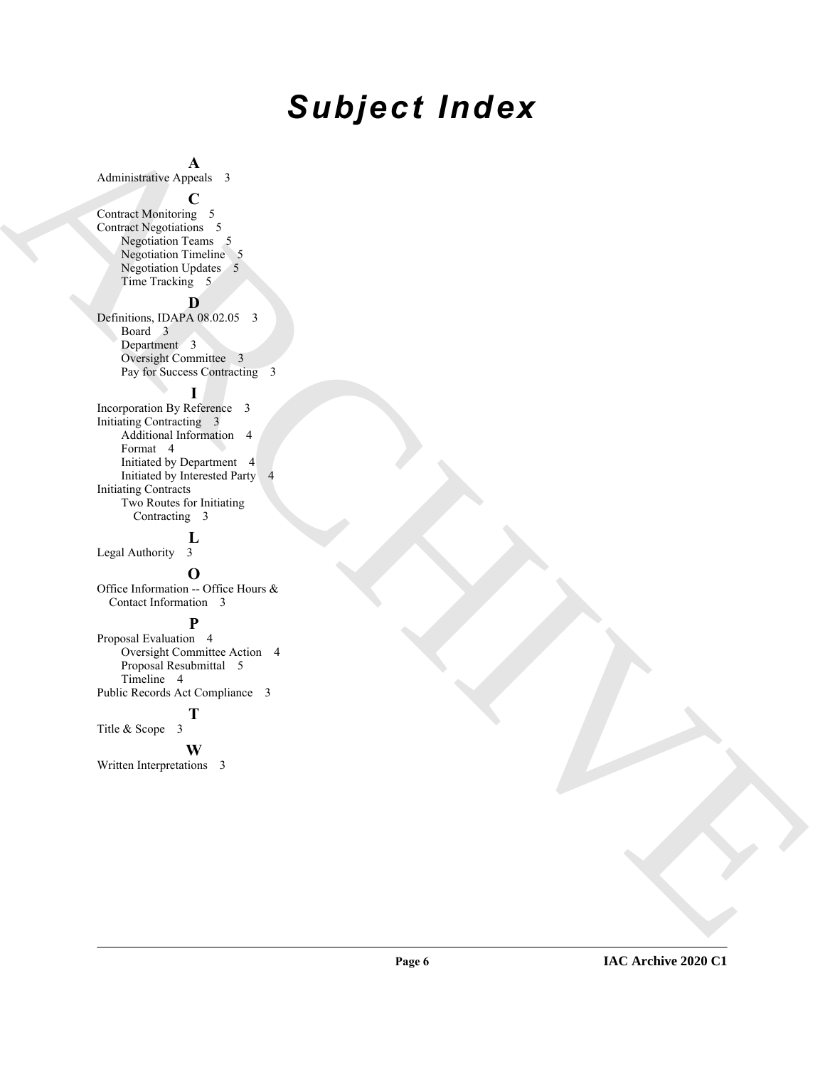# *Subject Index*

**A**

Administrative Appeals 3

**C**

Contract Monitoring 5
Contract Negotiations 5
- Negotiation Teams 5
- Negotiation Timeline 5
- Negotiation Updates 5
- Time Tracking 5

**D**

Definitions, IDAPA 08.02.05 3
- Board 3
- Department 3
- Oversight Committee 3
- Pay for Success Contracting 3

**I**

Incorporation By Reference 3
Initiating Contracting 3
- Additional Information 4
- Format 4
- Initiated by Department 4
- Initiated by Interested Party 4

Initiating Contracts
- Two Routes for Initiating Contracting 3

**L**

Legal Authority 3

**O**

Office Information -- Office Hours & Contact Information 3

**P**

Proposal Evaluation 4
- Oversight Committee Action 4
- Proposal Resubmittal 5
- Timeline 4

Public Records Act Compliance 3

**T**

Title & Scope 3

**W**

Written Interpretations 3